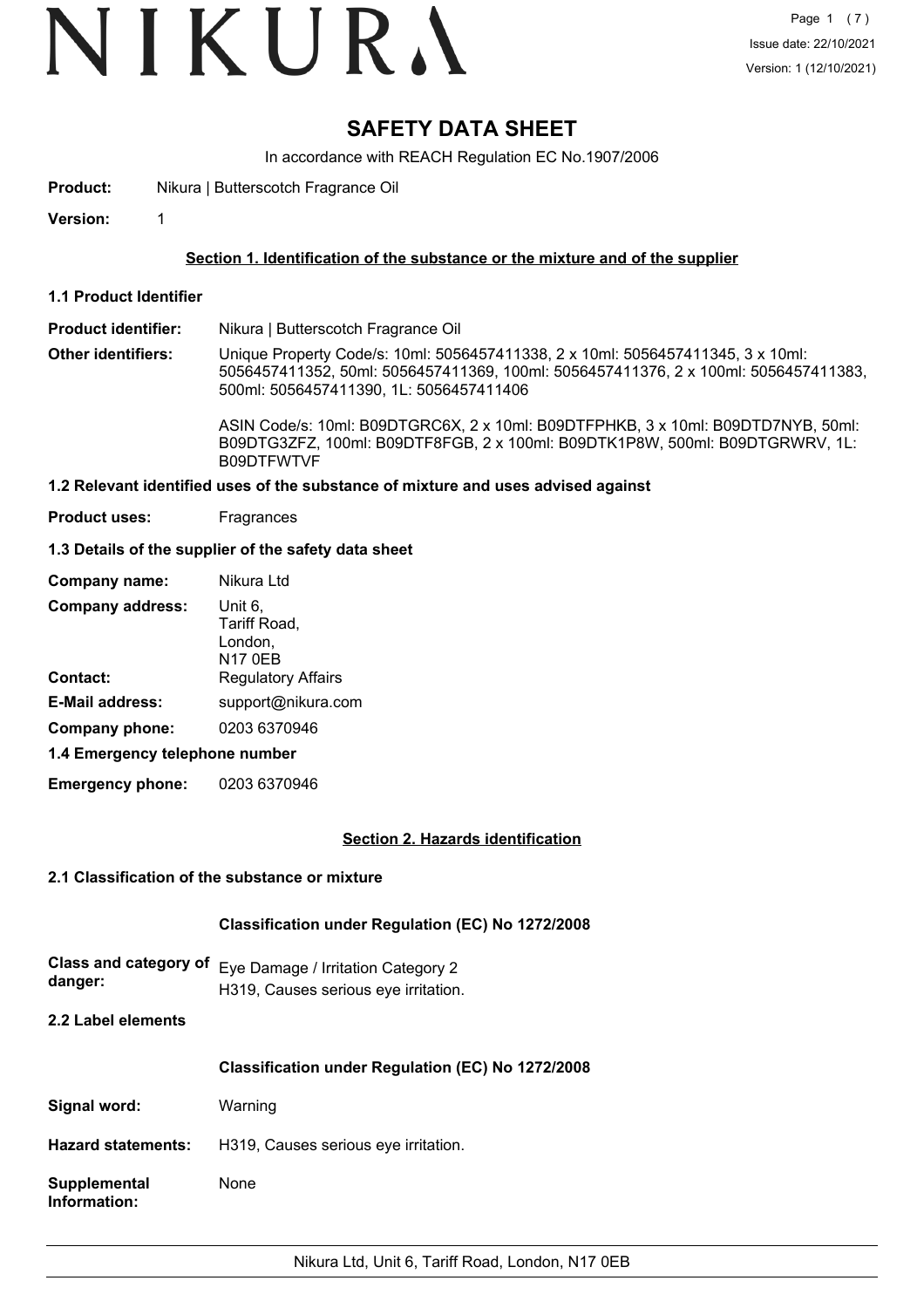# SAFETY DATA SHEET

In accordance with REACH Regulation EC No.1907/2006

**Product:** Nikura | Butterscotch Fragrance Oil

**Version:** 1

## Section 1. Identification of the substance or the mixture and of the supplier

### 1.1 Product Identifier

**Product identifier:** Nikura | Butterscotch Fragrance Oil

**Other identifiers:** Unique Property Code/s: 10ml: 5056457411338, 2 x 10ml: 5056457411345, 3 x 10ml: 5056457411352, 50ml: 5056457411369, 100ml: 5056457411376, 2 x 100ml: 5056457411383, 500ml: 5056457411390, 1L: 5056457411406

ASIN Code/s: 10ml: B09DTGRC6X, 2 x 10ml: B09DTFPHKB, 3 x 10ml: B09DTD7NYB, 50ml: B09DTG3ZFZ, 100ml: B09DTF8FGB, 2 x 100ml: B09DTK1P8W, 500ml: B09DTGRWRV, 1L: B09DTFWTVF

### 1.2 Relevant identified uses of the substance of mixture and uses advised against

**Product uses:** Fragrances

### 1.3 Details of the supplier of the safety data sheet

**Company name:** Nikura Ltd

**Company address:** Unit 6,
Tariff Road,
London,
N17 0EB

**Contact:** Regulatory Affairs

**E-Mail address:** support@nikura.com

**Company phone:** 0203 6370946

### 1.4 Emergency telephone number

**Emergency phone:** 0203 6370946

## Section 2. Hazards identification

### 2.1 Classification of the substance or mixture

**Classification under Regulation (EC) No 1272/2008**

**Class and category of danger:** Eye Damage / Irritation Category 2
H319, Causes serious eye irritation.

### 2.2 Label elements

**Classification under Regulation (EC) No 1272/2008**

**Signal word:** Warning

**Hazard statements:** H319, Causes serious eye irritation.

**Supplemental Information:** None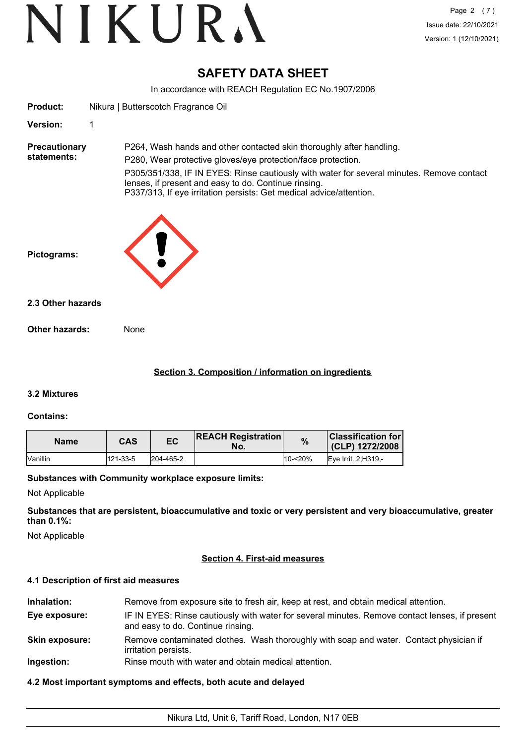# SAFETY DATA SHEET

In accordance with REACH Regulation EC No.1907/2006

**Product:** Nikura | Butterscotch Fragrance Oil

**Version:** 1

**Precautionary statements:**

P264, Wash hands and other contacted skin thoroughly after handling.

P280, Wear protective gloves/eye protection/face protection.

P305/351/338, IF IN EYES: Rinse cautiously with water for several minutes. Remove contact lenses, if present and easy to do. Continue rinsing.
P337/313, If eye irritation persists: Get medical advice/attention.

**Pictograms:**

### 2.3 Other hazards

**Other hazards:** None

## Section 3. Composition / information on ingredients

### 3.2 Mixtures

**Contains:**

| Name | CAS | EC | REACH Registration No. | % | Classification for (CLP) 1272/2008 |
|---|---|---|---|---|---|
| Vanillin | 121-33-5 | 204-465-2 | | 10-<20% | Eye Irrit. 2;H319,- |

**Substances with Community workplace exposure limits:**

Not Applicable

**Substances that are persistent, bioaccumulative and toxic or very persistent and very bioaccumulative, greater than 0.1%:**

Not Applicable

## Section 4. First-aid measures

### 4.1 Description of first aid measures

**Inhalation:** Remove from exposure site to fresh air, keep at rest, and obtain medical attention.

**Eye exposure:** IF IN EYES: Rinse cautiously with water for several minutes. Remove contact lenses, if present and easy to do. Continue rinsing.

**Skin exposure:** Remove contaminated clothes. Wash thoroughly with soap and water. Contact physician if irritation persists.

**Ingestion:** Rinse mouth with water and obtain medical attention.

### 4.2 Most important symptoms and effects, both acute and delayed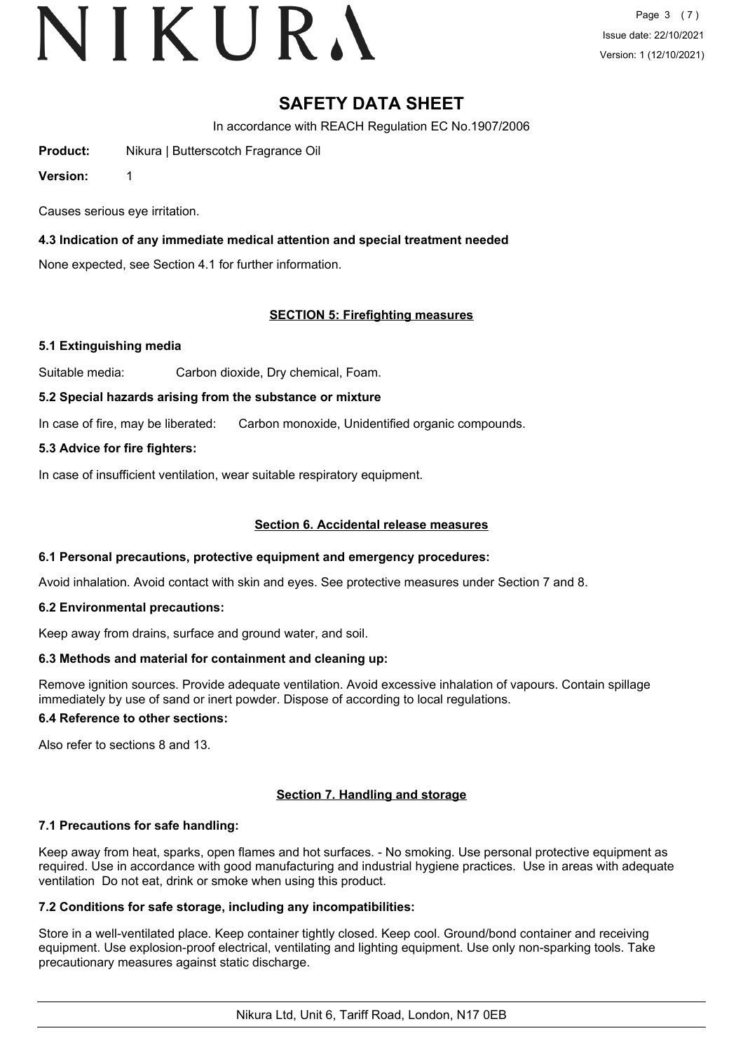Causes serious eye irritation.

### 4.3 Indication of any immediate medical attention and special treatment needed

None expected, see Section 4.1 for further information.

## SECTION 5: Firefighting measures

### 5.1 Extinguishing media

Suitable media: Carbon dioxide, Dry chemical, Foam.

### 5.2 Special hazards arising from the substance or mixture

In case of fire, may be liberated: Carbon monoxide, Unidentified organic compounds.

### 5.3 Advice for fire fighters:

In case of insufficient ventilation, wear suitable respiratory equipment.

## Section 6. Accidental release measures

### 6.1 Personal precautions, protective equipment and emergency procedures:

Avoid inhalation. Avoid contact with skin and eyes. See protective measures under Section 7 and 8.

### 6.2 Environmental precautions:

Keep away from drains, surface and ground water, and soil.

### 6.3 Methods and material for containment and cleaning up:

Remove ignition sources. Provide adequate ventilation. Avoid excessive inhalation of vapours. Contain spillage immediately by use of sand or inert powder. Dispose of according to local regulations.

### 6.4 Reference to other sections:

Also refer to sections 8 and 13.

## Section 7. Handling and storage

### 7.1 Precautions for safe handling:

Keep away from heat, sparks, open flames and hot surfaces. - No smoking. Use personal protective equipment as required. Use in accordance with good manufacturing and industrial hygiene practices. Use in areas with adequate ventilation Do not eat, drink or smoke when using this product.

### 7.2 Conditions for safe storage, including any incompatibilities:

Store in a well-ventilated place. Keep container tightly closed. Keep cool. Ground/bond container and receiving equipment. Use explosion-proof electrical, ventilating and lighting equipment. Use only non-sparking tools. Take precautionary measures against static discharge.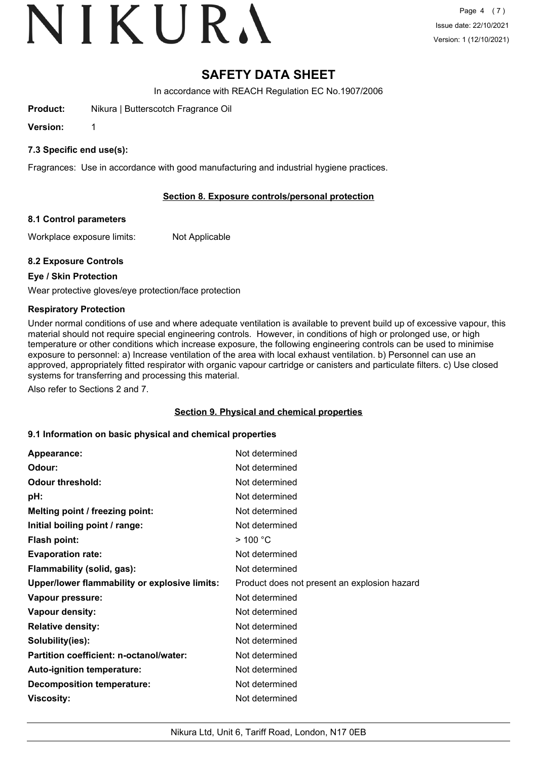# SAFETY DATA SHEET

In accordance with REACH Regulation EC No.1907/2006

**Product:** Nikura | Butterscotch Fragrance Oil

**Version:** 1

### 7.3 Specific end use(s):

Fragrances: Use in accordance with good manufacturing and industrial hygiene practices.

## Section 8. Exposure controls/personal protection

### 8.1 Control parameters

Workplace exposure limits: Not Applicable

### 8.2 Exposure Controls

**Eye / Skin Protection**

Wear protective gloves/eye protection/face protection

**Respiratory Protection**

Under normal conditions of use and where adequate ventilation is available to prevent build up of excessive vapour, this material should not require special engineering controls. However, in conditions of high or prolonged use, or high temperature or other conditions which increase exposure, the following engineering controls can be used to minimise exposure to personnel: a) Increase ventilation of the area with local exhaust ventilation. b) Personnel can use an approved, appropriately fitted respirator with organic vapour cartridge or canisters and particulate filters. c) Use closed systems for transferring and processing this material.

Also refer to Sections 2 and 7.

## Section 9. Physical and chemical properties

### 9.1 Information on basic physical and chemical properties

| | |
|---|---|
| **Appearance:** | Not determined |
| **Odour:** | Not determined |
| **Odour threshold:** | Not determined |
| **pH:** | Not determined |
| **Melting point / freezing point:** | Not determined |
| **Initial boiling point / range:** | Not determined |
| **Flash point:** | > 100 °C |
| **Evaporation rate:** | Not determined |
| **Flammability (solid, gas):** | Not determined |
| **Upper/lower flammability or explosive limits:** | Product does not present an explosion hazard |
| **Vapour pressure:** | Not determined |
| **Vapour density:** | Not determined |
| **Relative density:** | Not determined |
| **Solubility(ies):** | Not determined |
| **Partition coefficient: n-octanol/water:** | Not determined |
| **Auto-ignition temperature:** | Not determined |
| **Decomposition temperature:** | Not determined |
| **Viscosity:** | Not determined |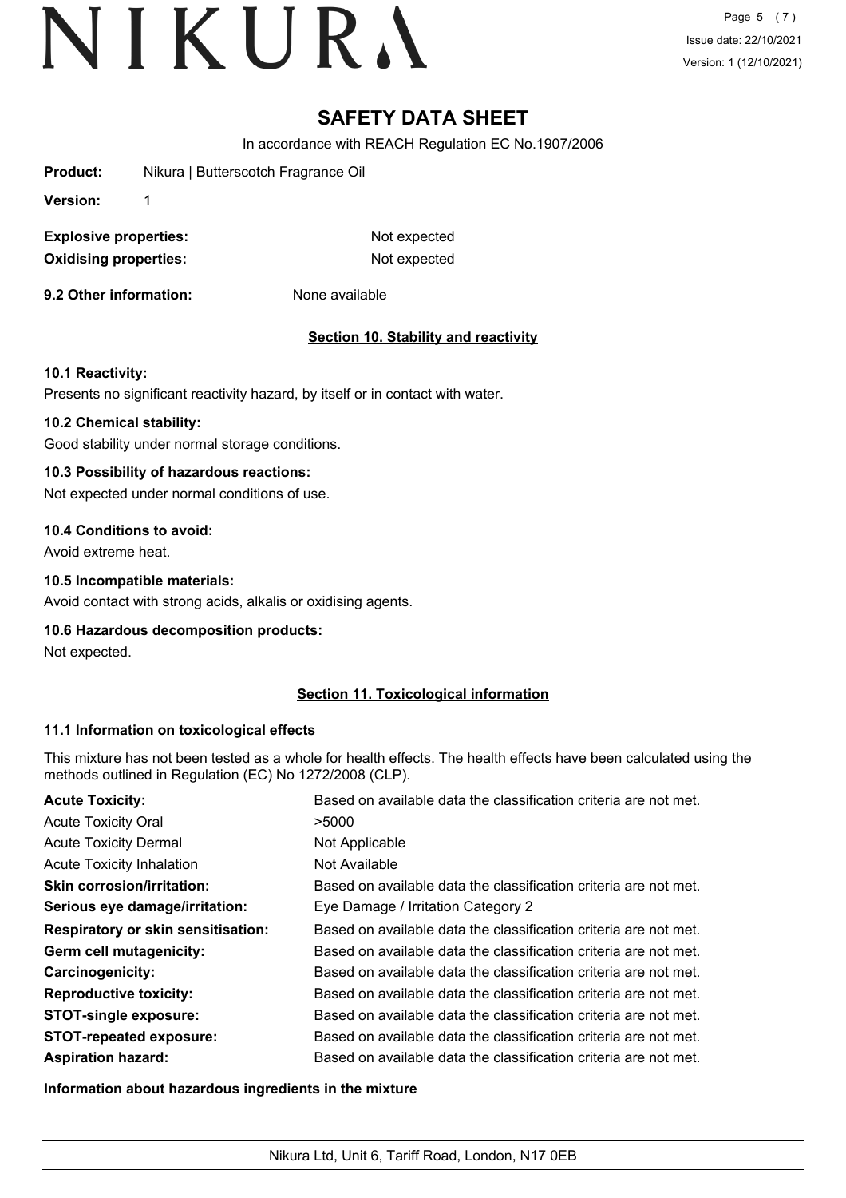# SAFETY DATA SHEET

In accordance with REACH Regulation EC No.1907/2006

**Product:** Nikura | Butterscotch Fragrance Oil

**Version:** 1

| | |
|---|---|
| **Explosive properties:** | Not expected |
| **Oxidising properties:** | Not expected |

**9.2 Other information:** None available

## Section 10. Stability and reactivity

### 10.1 Reactivity:

Presents no significant reactivity hazard, by itself or in contact with water.

### 10.2 Chemical stability:

Good stability under normal storage conditions.

### 10.3 Possibility of hazardous reactions:

Not expected under normal conditions of use.

### 10.4 Conditions to avoid:

Avoid extreme heat.

### 10.5 Incompatible materials:

Avoid contact with strong acids, alkalis or oxidising agents.

### 10.6 Hazardous decomposition products:

Not expected.

## Section 11. Toxicological information

### 11.1 Information on toxicological effects

This mixture has not been tested as a whole for health effects. The health effects have been calculated using the methods outlined in Regulation (EC) No 1272/2008 (CLP).

| | |
|---|---|
| **Acute Toxicity:** | Based on available data the classification criteria are not met. |
| Acute Toxicity Oral | >5000 |
| Acute Toxicity Dermal | Not Applicable |
| Acute Toxicity Inhalation | Not Available |
| **Skin corrosion/irritation:** | Based on available data the classification criteria are not met. |
| **Serious eye damage/irritation:** | Eye Damage / Irritation Category 2 |
| **Respiratory or skin sensitisation:** | Based on available data the classification criteria are not met. |
| **Germ cell mutagenicity:** | Based on available data the classification criteria are not met. |
| **Carcinogenicity:** | Based on available data the classification criteria are not met. |
| **Reproductive toxicity:** | Based on available data the classification criteria are not met. |
| **STOT-single exposure:** | Based on available data the classification criteria are not met. |
| **STOT-repeated exposure:** | Based on available data the classification criteria are not met. |
| **Aspiration hazard:** | Based on available data the classification criteria are not met. |

**Information about hazardous ingredients in the mixture**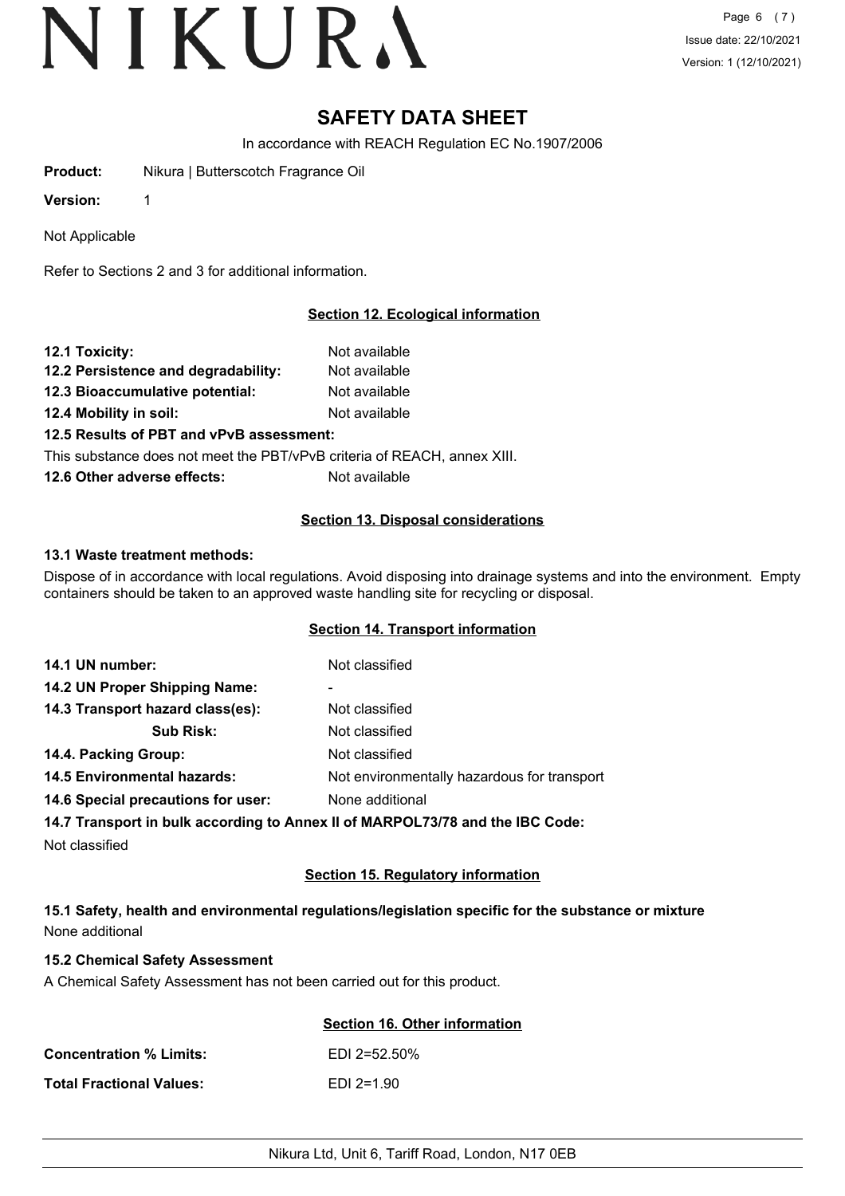# SAFETY DATA SHEET

In accordance with REACH Regulation EC No.1907/2006

**Product:** Nikura | Butterscotch Fragrance Oil

**Version:** 1

Not Applicable

Refer to Sections 2 and 3 for additional information.

## Section 12. Ecological information

**12.1 Toxicity:** Not available

**12.2 Persistence and degradability:** Not available

**12.3 Bioaccumulative potential:** Not available

**12.4 Mobility in soil:** Not available

**12.5 Results of PBT and vPvB assessment:**

This substance does not meet the PBT/vPvB criteria of REACH, annex XIII.

**12.6 Other adverse effects:** Not available

## Section 13. Disposal considerations

**13.1 Waste treatment methods:**

Dispose of in accordance with local regulations. Avoid disposing into drainage systems and into the environment. Empty containers should be taken to an approved waste handling site for recycling or disposal.

## Section 14. Transport information

**14.1 UN number:** Not classified

**14.2 UN Proper Shipping Name:** -

**14.3 Transport hazard class(es):** Not classified

**Sub Risk:** Not classified

**14.4. Packing Group:** Not classified

**14.5 Environmental hazards:** Not environmentally hazardous for transport

**14.6 Special precautions for user:** None additional

**14.7 Transport in bulk according to Annex II of MARPOL73/78 and the IBC Code:**

Not classified

## Section 15. Regulatory information

**15.1 Safety, health and environmental regulations/legislation specific for the substance or mixture**

None additional

**15.2 Chemical Safety Assessment**

A Chemical Safety Assessment has not been carried out for this product.

## Section 16. Other information

**Concentration % Limits:** EDI 2=52.50%

**Total Fractional Values:** EDI 2=1.90

Nikura Ltd, Unit 6, Tariff Road, London, N17 0EB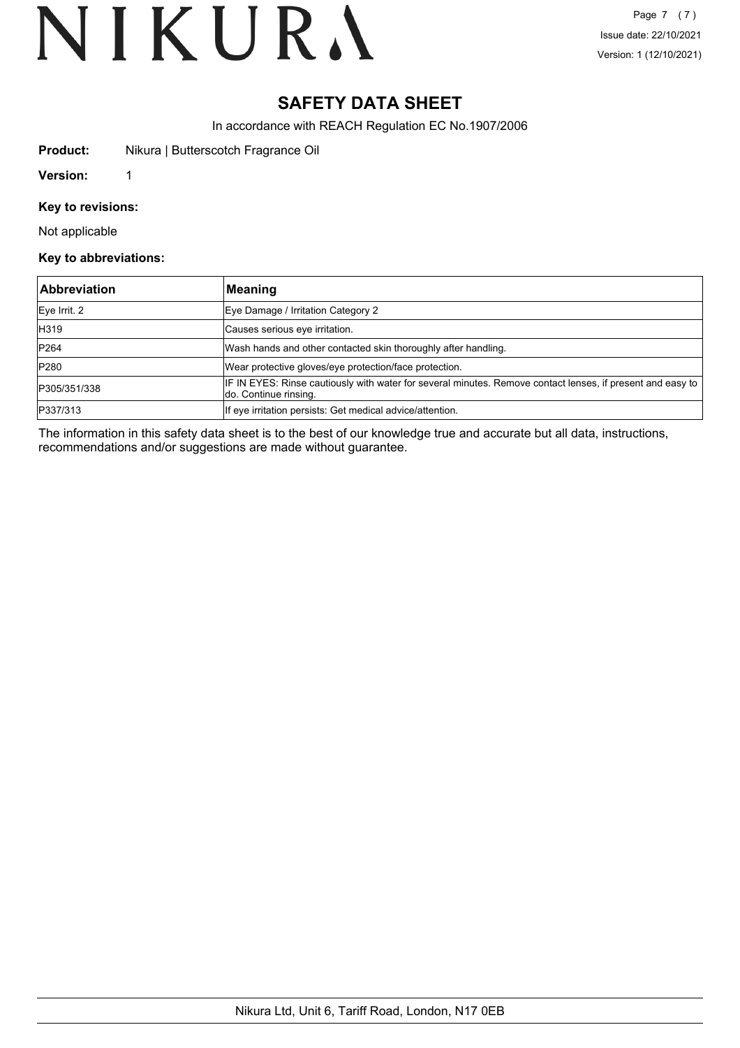# SAFETY DATA SHEET

In accordance with REACH Regulation EC No.1907/2006

**Product:** Nikura | Butterscotch Fragrance Oil

**Version:** 1

**Key to revisions:**

Not applicable

**Key to abbreviations:**

| Abbreviation | Meaning |
|---|---|
| Eye Irrit. 2 | Eye Damage / Irritation Category 2 |
| H319 | Causes serious eye irritation. |
| P264 | Wash hands and other contacted skin thoroughly after handling. |
| P280 | Wear protective gloves/eye protection/face protection. |
| P305/351/338 | IF IN EYES: Rinse cautiously with water for several minutes. Remove contact lenses, if present and easy to do. Continue rinsing. |
| P337/313 | If eye irritation persists: Get medical advice/attention. |

The information in this safety data sheet is to the best of our knowledge true and accurate but all data, instructions, recommendations and/or suggestions are made without guarantee.

Nikura Ltd, Unit 6, Tariff Road, London, N17 0EB